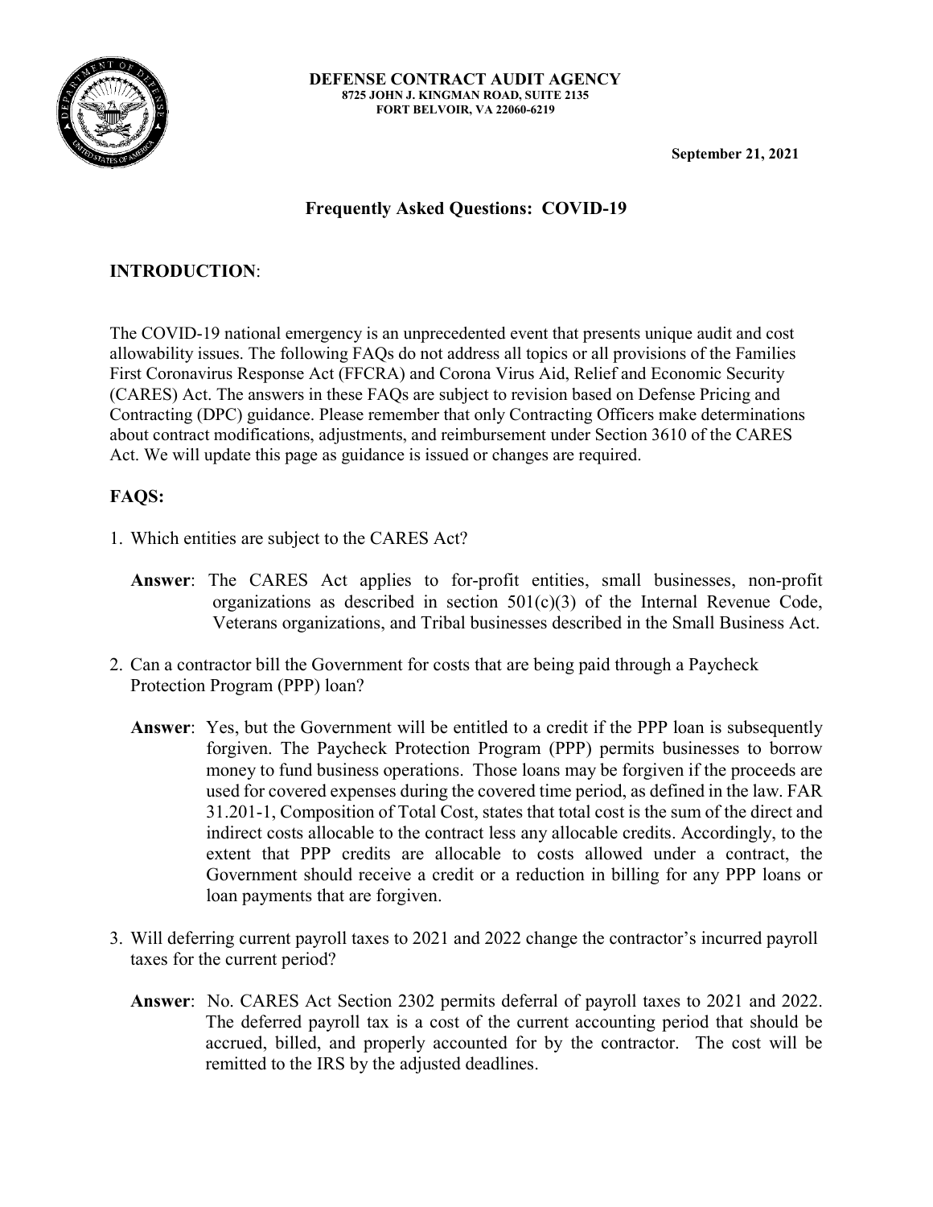**DEFENSE CONTRACT AUDIT AGENCY**
**8725 JOHN J. KINGMAN ROAD, SUITE 2135**
**FORT BELVOIR, VA 22060-6219**

**September 21, 2021**

# Frequently Asked Questions: COVID-19

## INTRODUCTION:

The COVID-19 national emergency is an unprecedented event that presents unique audit and cost allowability issues. The following FAQs do not address all topics or all provisions of the Families First Coronavirus Response Act (FFCRA) and Corona Virus Aid, Relief and Economic Security (CARES) Act. The answers in these FAQs are subject to revision based on Defense Pricing and Contracting (DPC) guidance. Please remember that only Contracting Officers make determinations about contract modifications, adjustments, and reimbursement under Section 3610 of the CARES Act. We will update this page as guidance is issued or changes are required.

## FAQS:

1. Which entities are subject to the CARES Act?

   **Answer**: The CARES Act applies to for-profit entities, small businesses, non-profit organizations as described in section 501(c)(3) of the Internal Revenue Code, Veterans organizations, and Tribal businesses described in the Small Business Act.

2. Can a contractor bill the Government for costs that are being paid through a Paycheck Protection Program (PPP) loan?

   **Answer**: Yes, but the Government will be entitled to a credit if the PPP loan is subsequently forgiven. The Paycheck Protection Program (PPP) permits businesses to borrow money to fund business operations. Those loans may be forgiven if the proceeds are used for covered expenses during the covered time period, as defined in the law. FAR 31.201-1, Composition of Total Cost, states that total cost is the sum of the direct and indirect costs allocable to the contract less any allocable credits. Accordingly, to the extent that PPP credits are allocable to costs allowed under a contract, the Government should receive a credit or a reduction in billing for any PPP loans or loan payments that are forgiven.

3. Will deferring current payroll taxes to 2021 and 2022 change the contractor's incurred payroll taxes for the current period?

   **Answer**: No. CARES Act Section 2302 permits deferral of payroll taxes to 2021 and 2022. The deferred payroll tax is a cost of the current accounting period that should be accrued, billed, and properly accounted for by the contractor. The cost will be remitted to the IRS by the adjusted deadlines.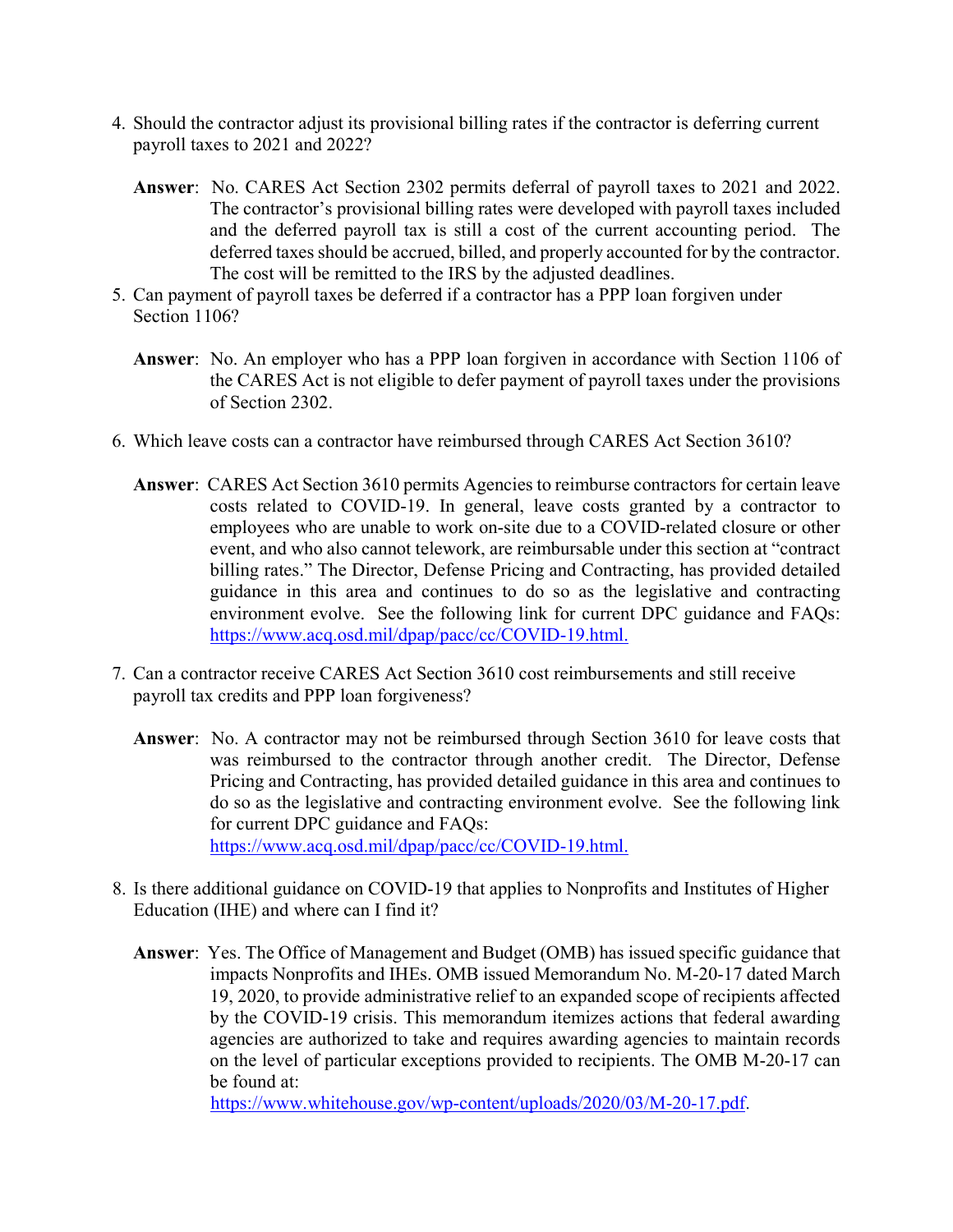4. Should the contractor adjust its provisional billing rates if the contractor is deferring current payroll taxes to 2021 and 2022?

   **Answer**: No. CARES Act Section 2302 permits deferral of payroll taxes to 2021 and 2022. The contractor's provisional billing rates were developed with payroll taxes included and the deferred payroll tax is still a cost of the current accounting period. The deferred taxes should be accrued, billed, and properly accounted for by the contractor. The cost will be remitted to the IRS by the adjusted deadlines.

5. Can payment of payroll taxes be deferred if a contractor has a PPP loan forgiven under Section 1106?

   **Answer**: No. An employer who has a PPP loan forgiven in accordance with Section 1106 of the CARES Act is not eligible to defer payment of payroll taxes under the provisions of Section 2302.

6. Which leave costs can a contractor have reimbursed through CARES Act Section 3610?

   **Answer**: CARES Act Section 3610 permits Agencies to reimburse contractors for certain leave costs related to COVID-19. In general, leave costs granted by a contractor to employees who are unable to work on-site due to a COVID-related closure or other event, and who also cannot telework, are reimbursable under this section at "contract billing rates." The Director, Defense Pricing and Contracting, has provided detailed guidance in this area and continues to do so as the legislative and contracting environment evolve. See the following link for current DPC guidance and FAQs: [https://www.acq.osd.mil/dpap/pacc/cc/COVID-19.html.](https://www.acq.osd.mil/dpap/pacc/cc/COVID-19.html)

7. Can a contractor receive CARES Act Section 3610 cost reimbursements and still receive payroll tax credits and PPP loan forgiveness?

   **Answer**: No. A contractor may not be reimbursed through Section 3610 for leave costs that was reimbursed to the contractor through another credit. The Director, Defense Pricing and Contracting, has provided detailed guidance in this area and continues to do so as the legislative and contracting environment evolve. See the following link for current DPC guidance and FAQs: [https://www.acq.osd.mil/dpap/pacc/cc/COVID-19.html.](https://www.acq.osd.mil/dpap/pacc/cc/COVID-19.html)

8. Is there additional guidance on COVID-19 that applies to Nonprofits and Institutes of Higher Education (IHE) and where can I find it?

   **Answer**: Yes. The Office of Management and Budget (OMB) has issued specific guidance that impacts Nonprofits and IHEs. OMB issued Memorandum No. M-20-17 dated March 19, 2020, to provide administrative relief to an expanded scope of recipients affected by the COVID-19 crisis. This memorandum itemizes actions that federal awarding agencies are authorized to take and requires awarding agencies to maintain records on the level of particular exceptions provided to recipients. The OMB M-20-17 can be found at: [https://www.whitehouse.gov/wp-content/uploads/2020/03/M-20-17.pdf](https://www.whitehouse.gov/wp-content/uploads/2020/03/M-20-17.pdf).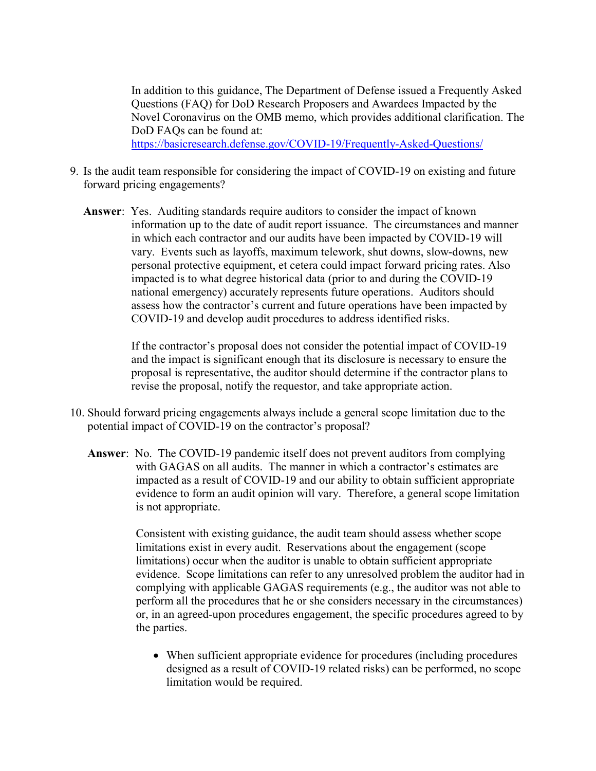In addition to this guidance, The Department of Defense issued a Frequently Asked Questions (FAQ) for DoD Research Proposers and Awardees Impacted by the Novel Coronavirus on the OMB memo, which provides additional clarification. The DoD FAQs can be found at: https://basicresearch.defense.gov/COVID-19/Frequently-Asked-Questions/

9. Is the audit team responsible for considering the impact of COVID-19 on existing and future forward pricing engagements?

   **Answer**: Yes. Auditing standards require auditors to consider the impact of known information up to the date of audit report issuance. The circumstances and manner in which each contractor and our audits have been impacted by COVID-19 will vary. Events such as layoffs, maximum telework, shut downs, slow-downs, new personal protective equipment, et cetera could impact forward pricing rates. Also impacted is to what degree historical data (prior to and during the COVID-19 national emergency) accurately represents future operations. Auditors should assess how the contractor's current and future operations have been impacted by COVID-19 and develop audit procedures to address identified risks.

   If the contractor's proposal does not consider the potential impact of COVID-19 and the impact is significant enough that its disclosure is necessary to ensure the proposal is representative, the auditor should determine if the contractor plans to revise the proposal, notify the requestor, and take appropriate action.

10. Should forward pricing engagements always include a general scope limitation due to the potential impact of COVID-19 on the contractor's proposal?

    **Answer**: No. The COVID-19 pandemic itself does not prevent auditors from complying with GAGAS on all audits. The manner in which a contractor's estimates are impacted as a result of COVID-19 and our ability to obtain sufficient appropriate evidence to form an audit opinion will vary. Therefore, a general scope limitation is not appropriate.

    Consistent with existing guidance, the audit team should assess whether scope limitations exist in every audit. Reservations about the engagement (scope limitations) occur when the auditor is unable to obtain sufficient appropriate evidence. Scope limitations can refer to any unresolved problem the auditor had in complying with applicable GAGAS requirements (e.g., the auditor was not able to perform all the procedures that he or she considers necessary in the circumstances) or, in an agreed-upon procedures engagement, the specific procedures agreed to by the parties.

    - When sufficient appropriate evidence for procedures (including procedures designed as a result of COVID-19 related risks) can be performed, no scope limitation would be required.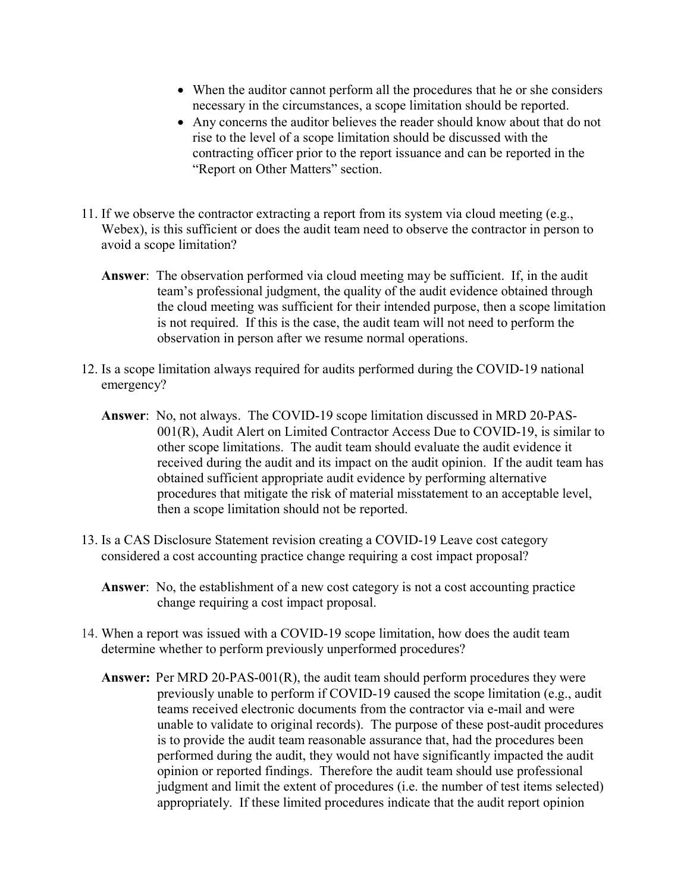- When the auditor cannot perform all the procedures that he or she considers necessary in the circumstances, a scope limitation should be reported.
- Any concerns the auditor believes the reader should know about that do not rise to the level of a scope limitation should be discussed with the contracting officer prior to the report issuance and can be reported in the "Report on Other Matters" section.

11. If we observe the contractor extracting a report from its system via cloud meeting (e.g., Webex), is this sufficient or does the audit team need to observe the contractor in person to avoid a scope limitation?

    **Answer**: The observation performed via cloud meeting may be sufficient. If, in the audit team's professional judgment, the quality of the audit evidence obtained through the cloud meeting was sufficient for their intended purpose, then a scope limitation is not required. If this is the case, the audit team will not need to perform the observation in person after we resume normal operations.

12. Is a scope limitation always required for audits performed during the COVID-19 national emergency?

    **Answer**: No, not always. The COVID-19 scope limitation discussed in MRD 20-PAS-001(R), Audit Alert on Limited Contractor Access Due to COVID-19, is similar to other scope limitations. The audit team should evaluate the audit evidence it received during the audit and its impact on the audit opinion. If the audit team has obtained sufficient appropriate audit evidence by performing alternative procedures that mitigate the risk of material misstatement to an acceptable level, then a scope limitation should not be reported.

13. Is a CAS Disclosure Statement revision creating a COVID-19 Leave cost category considered a cost accounting practice change requiring a cost impact proposal?

    **Answer**: No, the establishment of a new cost category is not a cost accounting practice change requiring a cost impact proposal.

14. When a report was issued with a COVID-19 scope limitation, how does the audit team determine whether to perform previously unperformed procedures?

    **Answer:** Per MRD 20-PAS-001(R), the audit team should perform procedures they were previously unable to perform if COVID-19 caused the scope limitation (e.g., audit teams received electronic documents from the contractor via e-mail and were unable to validate to original records). The purpose of these post-audit procedures is to provide the audit team reasonable assurance that, had the procedures been performed during the audit, they would not have significantly impacted the audit opinion or reported findings. Therefore the audit team should use professional judgment and limit the extent of procedures (i.e. the number of test items selected) appropriately. If these limited procedures indicate that the audit report opinion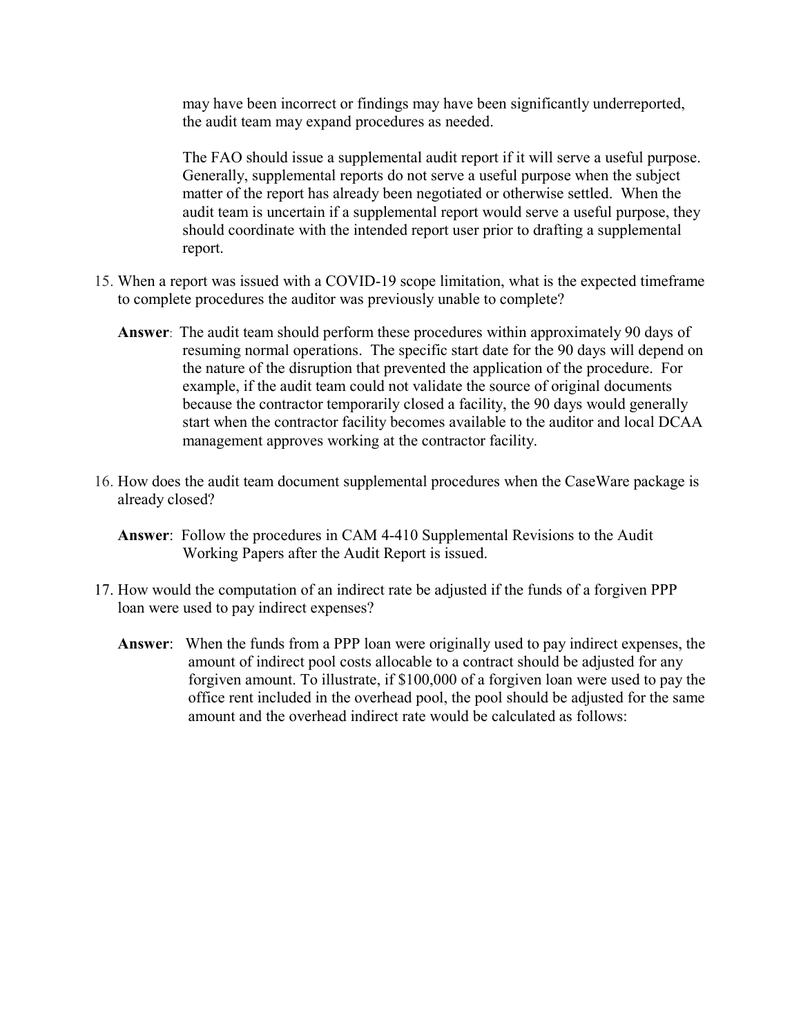may have been incorrect or findings may have been significantly underreported, the audit team may expand procedures as needed.

The FAO should issue a supplemental audit report if it will serve a useful purpose. Generally, supplemental reports do not serve a useful purpose when the subject matter of the report has already been negotiated or otherwise settled. When the audit team is uncertain if a supplemental report would serve a useful purpose, they should coordinate with the intended report user prior to drafting a supplemental report.

15. When a report was issued with a COVID-19 scope limitation, what is the expected timeframe to complete procedures the auditor was previously unable to complete?

    **Answer**: The audit team should perform these procedures within approximately 90 days of resuming normal operations. The specific start date for the 90 days will depend on the nature of the disruption that prevented the application of the procedure. For example, if the audit team could not validate the source of original documents because the contractor temporarily closed a facility, the 90 days would generally start when the contractor facility becomes available to the auditor and local DCAA management approves working at the contractor facility.

16. How does the audit team document supplemental procedures when the CaseWare package is already closed?

    **Answer**: Follow the procedures in CAM 4-410 Supplemental Revisions to the Audit Working Papers after the Audit Report is issued.

17. How would the computation of an indirect rate be adjusted if the funds of a forgiven PPP loan were used to pay indirect expenses?

    **Answer**: When the funds from a PPP loan were originally used to pay indirect expenses, the amount of indirect pool costs allocable to a contract should be adjusted for any forgiven amount. To illustrate, if $100,000 of a forgiven loan were used to pay the office rent included in the overhead pool, the pool should be adjusted for the same amount and the overhead indirect rate would be calculated as follows: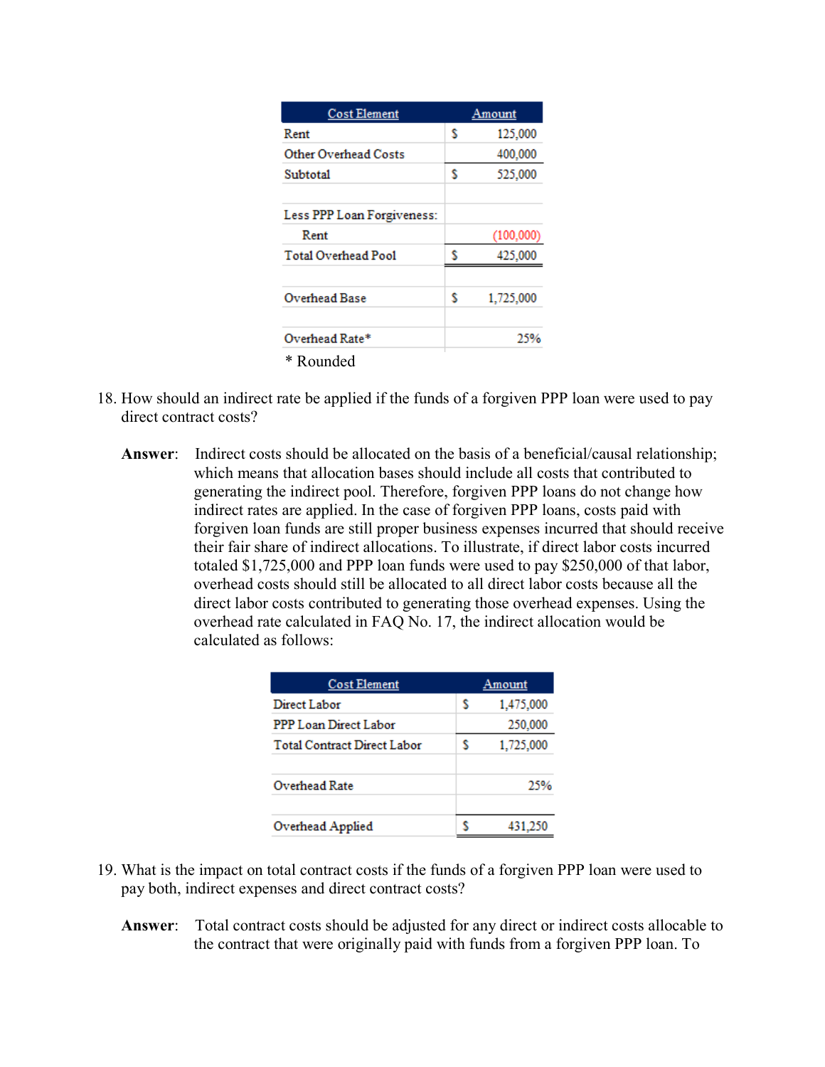| Cost Element | | Amount |
|---|---|---|
| Rent | $ | 125,000 |
| Other Overhead Costs | | 400,000 |
| Subtotal | $ | 525,000 |
| | | |
| Less PPP Loan Forgiveness: | | |
| Rent | | (100,000) |
| Total Overhead Pool | $ | 425,000 |
| | | |
| Overhead Base | $ | 1,725,000 |
| | | |
| Overhead Rate* | | 25% |

\* Rounded

18. How should an indirect rate be applied if the funds of a forgiven PPP loan were used to pay direct contract costs?

**Answer**: Indirect costs should be allocated on the basis of a beneficial/causal relationship; which means that allocation bases should include all costs that contributed to generating the indirect pool. Therefore, forgiven PPP loans do not change how indirect rates are applied. In the case of forgiven PPP loans, costs paid with forgiven loan funds are still proper business expenses incurred that should receive their fair share of indirect allocations. To illustrate, if direct labor costs incurred totaled $1,725,000 and PPP loan funds were used to pay $250,000 of that labor, overhead costs should still be allocated to all direct labor costs because all the direct labor costs contributed to generating those overhead expenses. Using the overhead rate calculated in FAQ No. 17, the indirect allocation would be calculated as follows:

| Cost Element | | Amount |
|---|---|---|
| Direct Labor | $ | 1,475,000 |
| PPP Loan Direct Labor | | 250,000 |
| Total Contract Direct Labor | $ | 1,725,000 |
| | | |
| Overhead Rate | | 25% |
| | | |
| Overhead Applied | $ | 431,250 |

19. What is the impact on total contract costs if the funds of a forgiven PPP loan were used to pay both, indirect expenses and direct contract costs?

**Answer**: Total contract costs should be adjusted for any direct or indirect costs allocable to the contract that were originally paid with funds from a forgiven PPP loan. To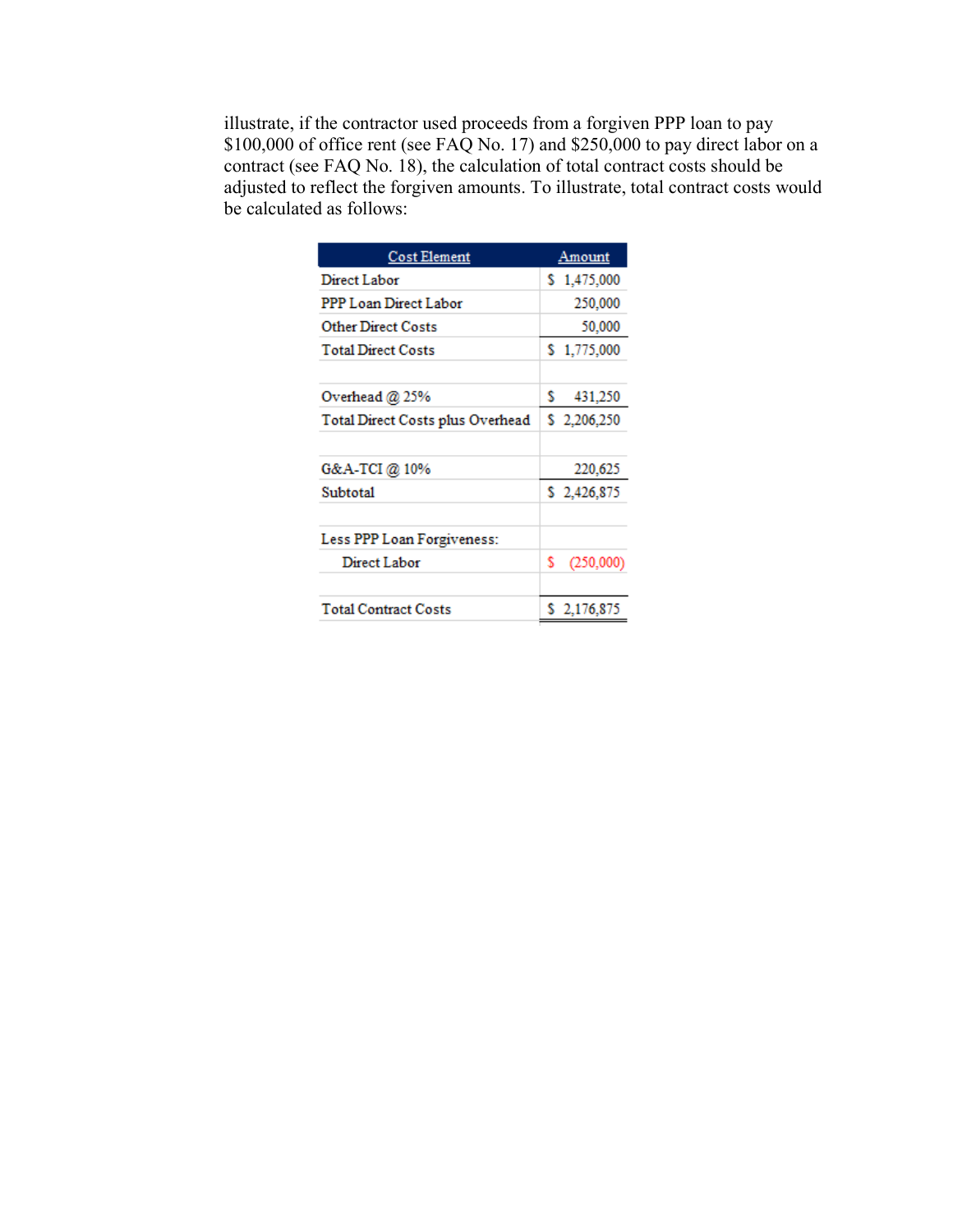illustrate, if the contractor used proceeds from a forgiven PPP loan to pay $100,000 of office rent (see FAQ No. 17) and $250,000 to pay direct labor on a contract (see FAQ No. 18), the calculation of total contract costs should be adjusted to reflect the forgiven amounts. To illustrate, total contract costs would be calculated as follows:

| Cost Element | Amount |
|---|---|
| Direct Labor | $ 1,475,000 |
| PPP Loan Direct Labor | 250,000 |
| Other Direct Costs | 50,000 |
| Total Direct Costs | $ 1,775,000 |
| | |
| Overhead @ 25% | $ 431,250 |
| Total Direct Costs plus Overhead | $ 2,206,250 |
| | |
| G&A-TCI @ 10% | 220,625 |
| Subtotal | $ 2,426,875 |
| | |
| Less PPP Loan Forgiveness: | |
| Direct Labor | $ (250,000) |
| | |
| Total Contract Costs | $ 2,176,875 |